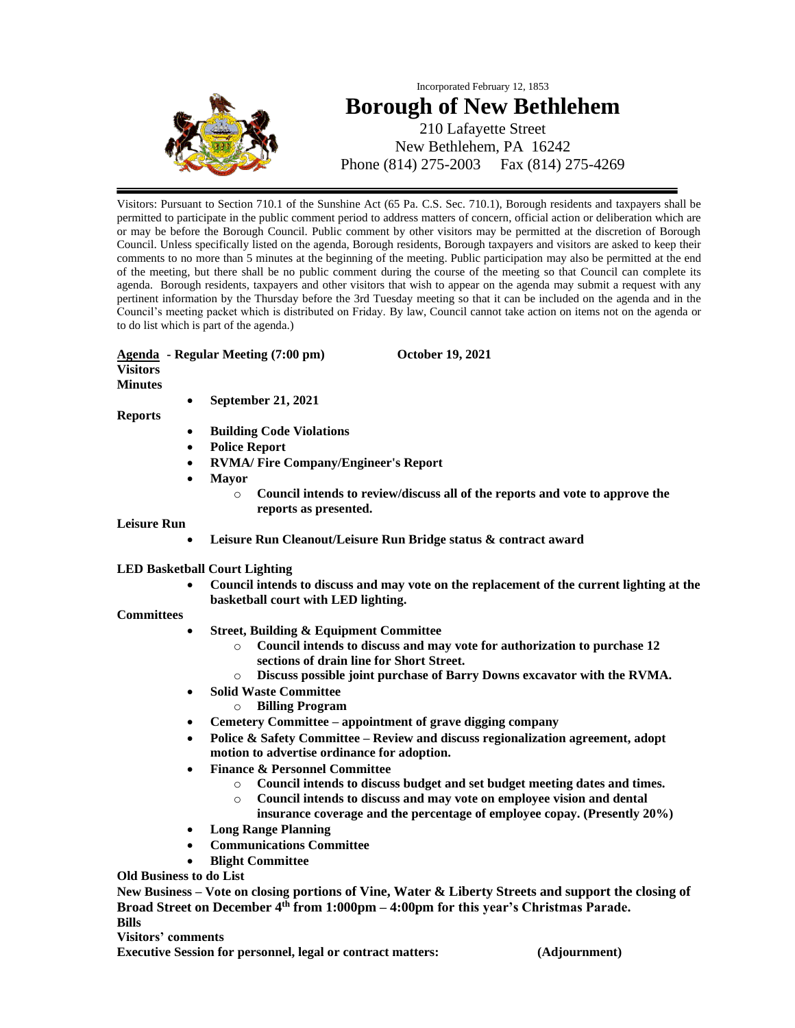Incorporated February 12, 1853

# Borough of New Bethlehem

210 Lafayette Street
New Bethlehem, PA 16242
Phone (814) 275-2003 Fax (814) 275-4269

---

Visitors: Pursuant to Section 710.1 of the Sunshine Act (65 Pa. C.S. Sec. 710.1), Borough residents and taxpayers shall be permitted to participate in the public comment period to address matters of concern, official action or deliberation which are or may be before the Borough Council. Public comment by other visitors may be permitted at the discretion of Borough Council. Unless specifically listed on the agenda, Borough residents, Borough taxpayers and visitors are asked to keep their comments to no more than 5 minutes at the beginning of the meeting. Public participation may also be permitted at the end of the meeting, but there shall be no public comment during the course of the meeting so that Council can complete its agenda. Borough residents, taxpayers and other visitors that wish to appear on the agenda may submit a request with any pertinent information by the Thursday before the 3rd Tuesday meeting so that it can be included on the agenda and in the Council's meeting packet which is distributed on Friday. By law, Council cannot take action on items not on the agenda or to do list which is part of the agenda.)

**Agenda - Regular Meeting (7:00 pm) October 19, 2021**

**Visitors**

**Minutes**

- **September 21, 2021**

**Reports**

- **Building Code Violations**
- **Police Report**
- **RVMA/ Fire Company/Engineer's Report**
- **Mayor**
  - **Council intends to review/discuss all of the reports and vote to approve the reports as presented.**

**Leisure Run**

- **Leisure Run Cleanout/Leisure Run Bridge status & contract award**

**LED Basketball Court Lighting**

- **Council intends to discuss and may vote on the replacement of the current lighting at the basketball court with LED lighting.**

**Committees**

- **Street, Building & Equipment Committee**
  - **Council intends to discuss and may vote for authorization to purchase 12 sections of drain line for Short Street.**
  - **Discuss possible joint purchase of Barry Downs excavator with the RVMA.**
- **Solid Waste Committee**
  - **Billing Program**
- **Cemetery Committee – appointment of grave digging company**
- **Police & Safety Committee – Review and discuss regionalization agreement, adopt motion to advertise ordinance for adoption.**
- **Finance & Personnel Committee**
  - **Council intends to discuss budget and set budget meeting dates and times.**
  - **Council intends to discuss and may vote on employee vision and dental insurance coverage and the percentage of employee copay. (Presently 20%)**
- **Long Range Planning**
- **Communications Committee**
- **Blight Committee**

**Old Business to do List**

**New Business – Vote on closing portions of Vine, Water & Liberty Streets and support the closing of Broad Street on December 4th from 1:000pm – 4:00pm for this year's Christmas Parade.**

**Bills**

**Visitors' comments**

**Executive Session for personnel, legal or contract matters: (Adjournment)**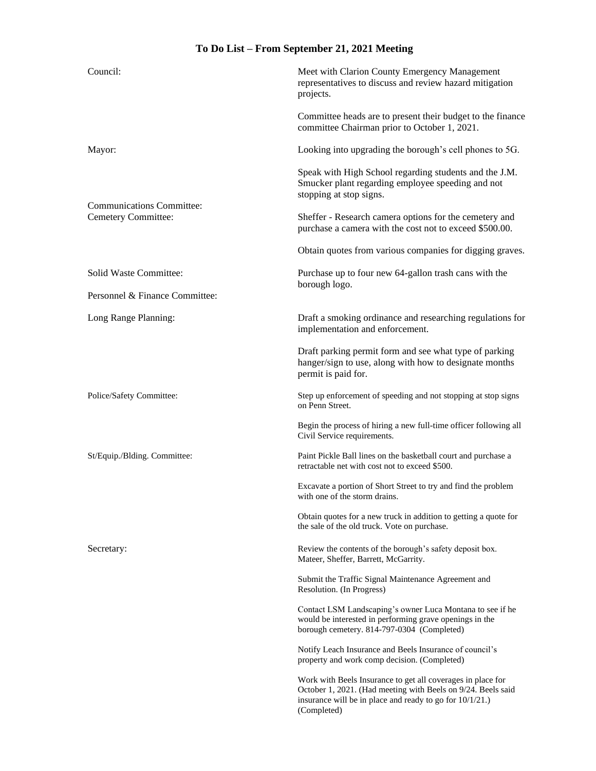# To Do List – From September 21, 2021 Meeting

| | |
|---|---|
| Council: | Meet with Clarion County Emergency Management representatives to discuss and review hazard mitigation projects. |
| | Committee heads are to present their budget to the finance committee Chairman prior to October 1, 2021. |
| Mayor: | Looking into upgrading the borough's cell phones to 5G. |
| | Speak with High School regarding students and the J.M. Smucker plant regarding employee speeding and not stopping at stop signs. |
| Communications Committee: | |
| Cemetery Committee: | Sheffer - Research camera options for the cemetery and purchase a camera with the cost not to exceed $500.00. |
| | Obtain quotes from various companies for digging graves. |
| Solid Waste Committee: | Purchase up to four new 64-gallon trash cans with the borough logo. |
| Personnel & Finance Committee: | |
| Long Range Planning: | Draft a smoking ordinance and researching regulations for implementation and enforcement. |
| | Draft parking permit form and see what type of parking hanger/sign to use, along with how to designate months permit is paid for. |
| Police/Safety Committee: | Step up enforcement of speeding and not stopping at stop signs on Penn Street. |
| | Begin the process of hiring a new full-time officer following all Civil Service requirements. |
| St/Equip./Blding. Committee: | Paint Pickle Ball lines on the basketball court and purchase a retractable net with cost not to exceed $500. |
| | Excavate a portion of Short Street to try and find the problem with one of the storm drains. |
| | Obtain quotes for a new truck in addition to getting a quote for the sale of the old truck. Vote on purchase. |
| Secretary: | Review the contents of the borough's safety deposit box. Mateer, Sheffer, Barrett, McGarrity. |
| | Submit the Traffic Signal Maintenance Agreement and Resolution. (In Progress) |
| | Contact LSM Landscaping's owner Luca Montana to see if he would be interested in performing grave openings in the borough cemetery. 814-797-0304 (Completed) |
| | Notify Leach Insurance and Beels Insurance of council's property and work comp decision. (Completed) |
| | Work with Beels Insurance to get all coverages in place for October 1, 2021. (Had meeting with Beels on 9/24. Beels said insurance will be in place and ready to go for 10/1/21.) (Completed) |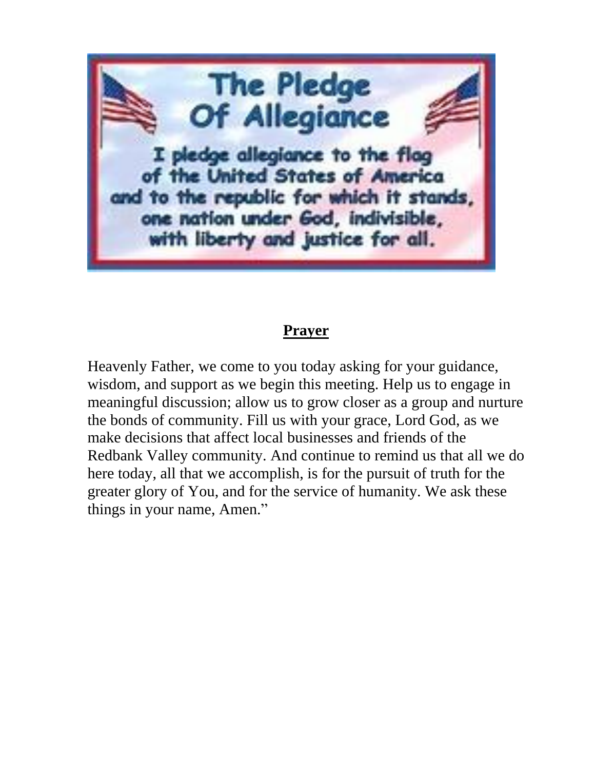The Pledge Of Allegiance

I pledge allegiance to the flag of the United States of America and to the republic for which it stands, one nation under God, indivisible, with liberty and justice for all.

## Prayer

Heavenly Father, we come to you today asking for your guidance, wisdom, and support as we begin this meeting. Help us to engage in meaningful discussion; allow us to grow closer as a group and nurture the bonds of community. Fill us with your grace, Lord God, as we make decisions that affect local businesses and friends of the Redbank Valley community. And continue to remind us that all we do here today, all that we accomplish, is for the pursuit of truth for the greater glory of You, and for the service of humanity. We ask these things in your name, Amen."